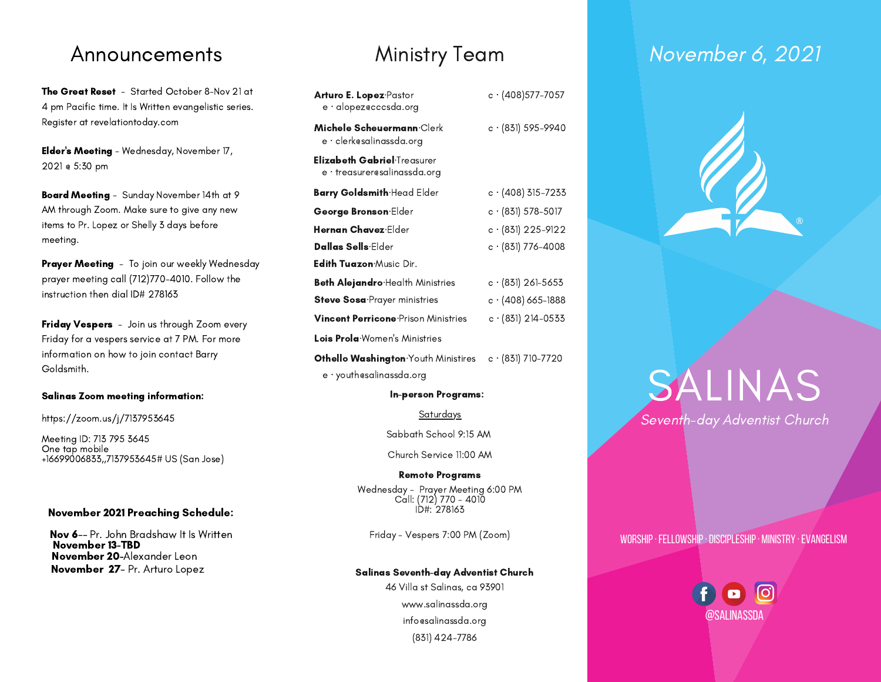# Announcements

**The Great Reset** - Started October 8-Nov 21 at 4 pm Pacific time. It Is Written evangelistic series. Register at revelationtoday.com

**Elder's Meeting** - Wednesday, November 17, 2021 @ 5:30 pm

**Board Meeting** - Sunday November 14th at 9 AM through Zoom. Make sure to give any new items to Pr. Lopez or Shelly 3 days before meeting.

**Prayer Meeting** - To join our weekly Wednesday prayer meeting call (712)770-4010. Follow the instruction then dial ID# 278163

**Friday Vespers** - Join us through Zoom every Friday for a vespers service at 7 PM. For more information on how to join contact Barry Goldsmith.

**Salinas Zoom meeting information:**

https://zoom.us/j/7137953645

Meeting ID: 713 795 3645
One tap mobile
+16699006833,,7137953645# US (San Jose)

**November 2021 Preaching Schedule:**

**Nov 6**-- Pr. John Bradshaw It Is Written
**November 13-TBD**
**November 20**-Alexander Leon
**November 27**- Pr. Arturo Lopez

# Ministry Team

**Arturo E. Lopez**·Pastor c · (408)577-7057
e · alopez@cccsda.org

**Michele Scheuermann**·Clerk c · (831) 595-9940
e · clerk@salinassda.org

**Elizabeth Gabriel**·Treasurer
e · treasurer@salinassda.org

**Barry Goldsmith**·Head Elder c · (408) 315-7233

**George Bronson**·Elder c · (831) 578-5017

**Hernan Chavez**·Elder c · (831) 225-9122

**Dallas Sells**·Elder c · (831) 776-4008

**Edith Tuazon**·Music Dir.

**Beth Alejandro**·Health Ministries c · (831) 261-5653

**Steve Sosa**·Prayer ministries c · (408) 665-1888

**Vincent Perricone**·Prison Ministries c · (831) 214-0533

**Lois Prola**·Women's Ministries

**Othello Washington**·Youth Ministires c · (831) 710-7720
e · youth@salinassda.org

**In-person Programs:**

Saturdays

Sabbath School 9:15 AM

Church Service 11:00 AM

**Remote Programs**

Wednesday - Prayer Meeting 6:00 PM
Call: (712) 770 - 4010
ID#: 278163

Friday - Vespers 7:00 PM (Zoom)

**Salinas Seventh-day Adventist Church**
46 Villa st Salinas, ca 93901
www.salinassda.org
info@salinassda.org
(831) 424-7786

*November 6, 2021*

# SALINAS

*Seventh-day Adventist Church*

WORSHIP · FELLOWSHIP · DISCIPLESHIP · MINISTRY · EVANGELISM

@SALINASSDA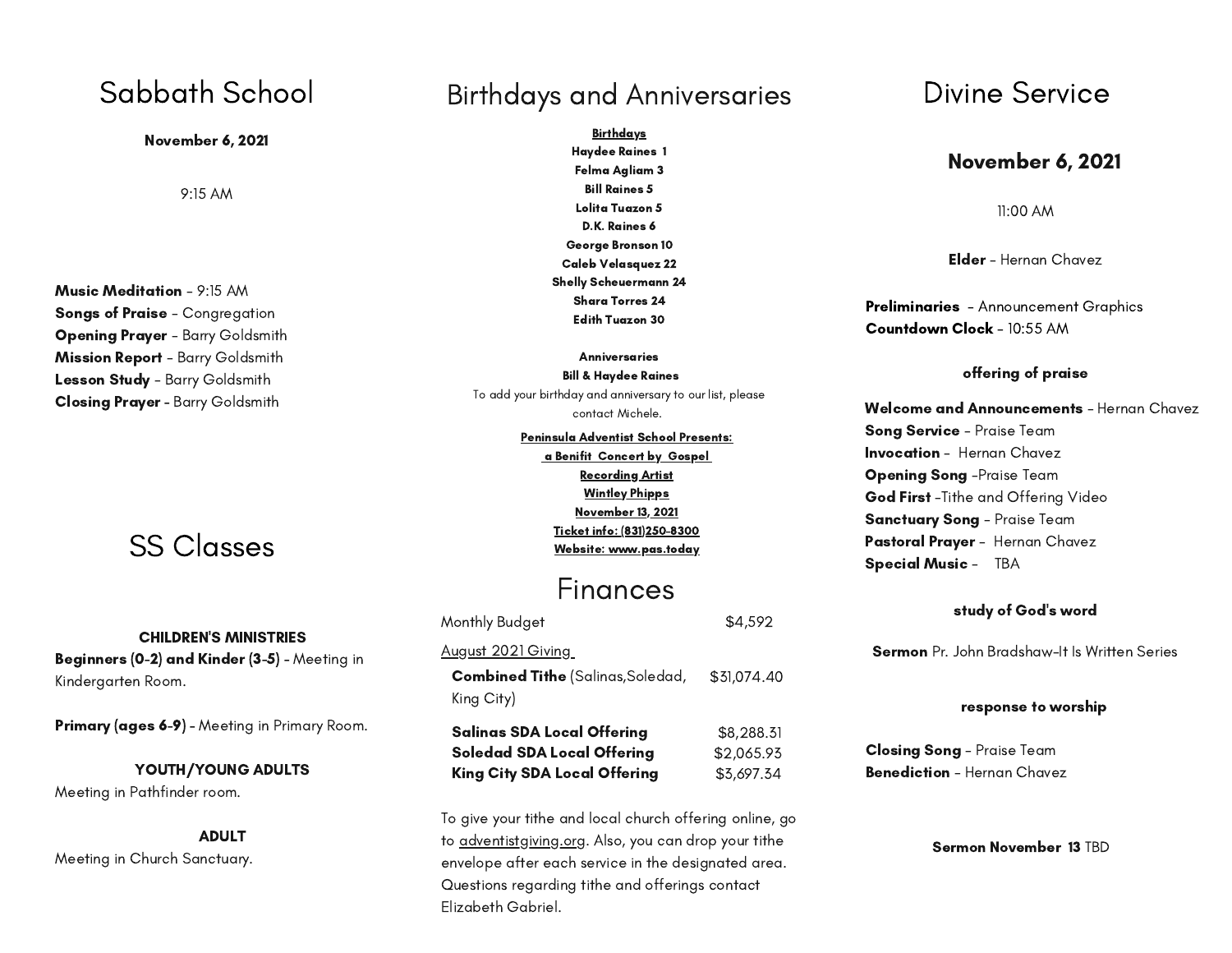# Sabbath School

**November 6, 2021**

9:15 AM

**Music Meditation** – 9:15 AM
**Songs of Praise** – Congregation
**Opening Prayer** – Barry Goldsmith
**Mission Report** – Barry Goldsmith
**Lesson Study** – Barry Goldsmith
**Closing Prayer** - Barry Goldsmith

# SS Classes

**CHILDREN'S MINISTRIES**

**Beginners (0-2) and Kinder (3-5)** - Meeting in Kindergarten Room.

**Primary (ages 6-9)** - Meeting in Primary Room.

**YOUTH/YOUNG ADULTS**

Meeting in Pathfinder room.

**ADULT**

Meeting in Church Sanctuary.

# Birthdays and Anniversaries

**Birthdays**

**Haydee Raines 1**
**Felma Agliam 3**
**Bill Raines 5**
**Lolita Tuazon 5**
**D.K. Raines 6**
**George Bronson 10**
**Caleb Velasquez 22**
**Shelly Scheuermann 24**
**Shara Torres 24**
**Edith Tuazon 30**

**Anniversaries**

**Bill & Haydee Raines**

To add your birthday and anniversary to our list, please contact Michele.

**Peninsula Adventist School Presents:**
**a Benifit Concert by Gospel Recording Artist**
**Wintley Phipps**
**November 13, 2021**
**Ticket info: (831)250-8300**
**Website: www.pas.today**

# Finances

| | |
|---|---|
| Monthly Budget | $4,592 |
| August 2021 Giving | |
| **Combined Tithe** (Salinas,Soledad, King City) | $31,074.40 |
| **Salinas SDA Local Offering** | $8,288.31 |
| **Soledad SDA Local Offering** | $2,065.93 |
| **King City SDA Local Offering** | $3,697.34 |

To give your tithe and local church offering online, go to adventistgiving.org. Also, you can drop your tithe envelope after each service in the designated area. Questions regarding tithe and offerings contact Elizabeth Gabriel.

# Divine Service

**November 6, 2021**

11:00 AM

**Elder** - Hernan Chavez

**Preliminaries** - Announcement Graphics
**Countdown Clock** - 10:55 AM

**offering of praise**

**Welcome and Announcements** – Hernan Chavez
**Song Service** – Praise Team
**Invocation** – Hernan Chavez
**Opening Song** –Praise Team
**God First** –Tithe and Offering Video
**Sanctuary Song** – Praise Team
**Pastoral Prayer** – Hernan Chavez
**Special Music** – TBA

**study of God's word**

**Sermon** Pr. John Bradshaw-It Is Written Series

**response to worship**

**Closing Song** – Praise Team
**Benediction** – Hernan Chavez

**Sermon November 13** TBD